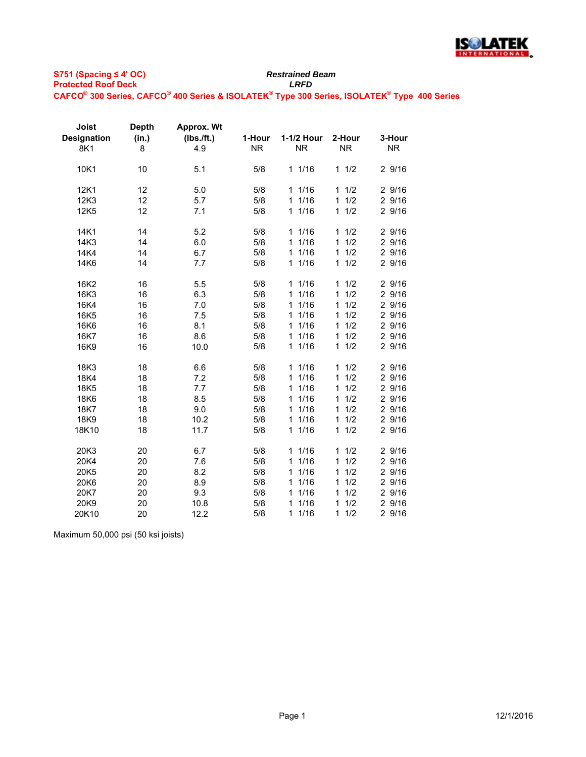**S751 (Spacing ≤ 4' OC)** — ***Restrained Beam***

**Protected Roof Deck** — ***LRFD***

**CAFCO® 300 Series, CAFCO® 400 Series & ISOLATEK® Type 300 Series, ISOLATEK® Type 400 Series**

| Joist Designation | Depth (in.) | Approx. Wt (lbs./ft.) | 1-Hour | 1-1/2 Hour | 2-Hour | 3-Hour |
|---|---|---|---|---|---|---|
| 8K1 | 8 | 4.9 | NR | NR | NR | NR |
| 10K1 | 10 | 5.1 | 5/8 | 1 1/16 | 1 1/2 | 2 9/16 |
| 12K1 | 12 | 5.0 | 5/8 | 1 1/16 | 1 1/2 | 2 9/16 |
| 12K3 | 12 | 5.7 | 5/8 | 1 1/16 | 1 1/2 | 2 9/16 |
| 12K5 | 12 | 7.1 | 5/8 | 1 1/16 | 1 1/2 | 2 9/16 |
| 14K1 | 14 | 5.2 | 5/8 | 1 1/16 | 1 1/2 | 2 9/16 |
| 14K3 | 14 | 6.0 | 5/8 | 1 1/16 | 1 1/2 | 2 9/16 |
| 14K4 | 14 | 6.7 | 5/8 | 1 1/16 | 1 1/2 | 2 9/16 |
| 14K6 | 14 | 7.7 | 5/8 | 1 1/16 | 1 1/2 | 2 9/16 |
| 16K2 | 16 | 5.5 | 5/8 | 1 1/16 | 1 1/2 | 2 9/16 |
| 16K3 | 16 | 6.3 | 5/8 | 1 1/16 | 1 1/2 | 2 9/16 |
| 16K4 | 16 | 7.0 | 5/8 | 1 1/16 | 1 1/2 | 2 9/16 |
| 16K5 | 16 | 7.5 | 5/8 | 1 1/16 | 1 1/2 | 2 9/16 |
| 16K6 | 16 | 8.1 | 5/8 | 1 1/16 | 1 1/2 | 2 9/16 |
| 16K7 | 16 | 8.6 | 5/8 | 1 1/16 | 1 1/2 | 2 9/16 |
| 16K9 | 16 | 10.0 | 5/8 | 1 1/16 | 1 1/2 | 2 9/16 |
| 18K3 | 18 | 6.6 | 5/8 | 1 1/16 | 1 1/2 | 2 9/16 |
| 18K4 | 18 | 7.2 | 5/8 | 1 1/16 | 1 1/2 | 2 9/16 |
| 18K5 | 18 | 7.7 | 5/8 | 1 1/16 | 1 1/2 | 2 9/16 |
| 18K6 | 18 | 8.5 | 5/8 | 1 1/16 | 1 1/2 | 2 9/16 |
| 18K7 | 18 | 9.0 | 5/8 | 1 1/16 | 1 1/2 | 2 9/16 |
| 18K9 | 18 | 10.2 | 5/8 | 1 1/16 | 1 1/2 | 2 9/16 |
| 18K10 | 18 | 11.7 | 5/8 | 1 1/16 | 1 1/2 | 2 9/16 |
| 20K3 | 20 | 6.7 | 5/8 | 1 1/16 | 1 1/2 | 2 9/16 |
| 20K4 | 20 | 7.6 | 5/8 | 1 1/16 | 1 1/2 | 2 9/16 |
| 20K5 | 20 | 8.2 | 5/8 | 1 1/16 | 1 1/2 | 2 9/16 |
| 20K6 | 20 | 8.9 | 5/8 | 1 1/16 | 1 1/2 | 2 9/16 |
| 20K7 | 20 | 9.3 | 5/8 | 1 1/16 | 1 1/2 | 2 9/16 |
| 20K9 | 20 | 10.8 | 5/8 | 1 1/16 | 1 1/2 | 2 9/16 |
| 20K10 | 20 | 12.2 | 5/8 | 1 1/16 | 1 1/2 | 2 9/16 |

Maximum 50,000 psi (50 ksi joists)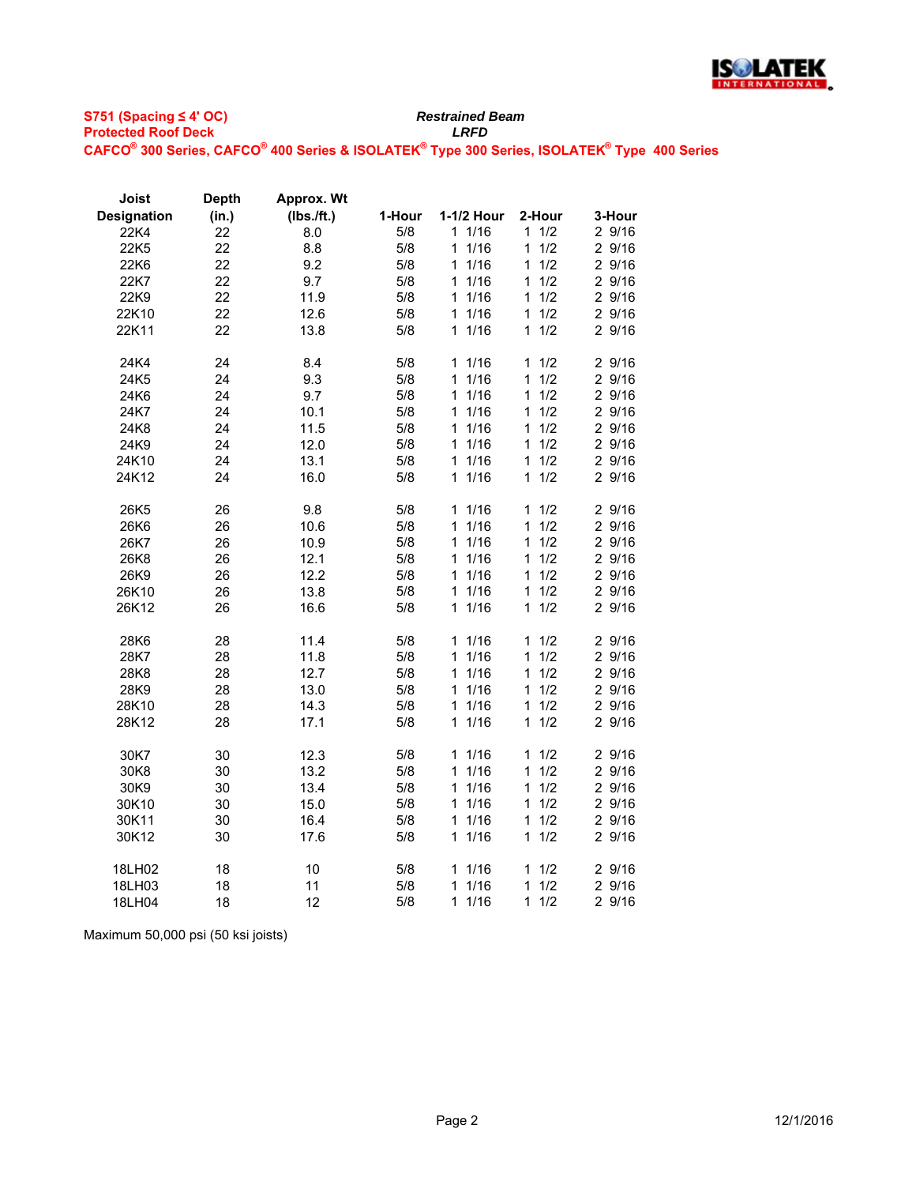**S751 (Spacing ≤ 4' OC)**
**Protected Roof Deck**

***Restrained Beam***
***LRFD***

**CAFCO® 300 Series, CAFCO® 400 Series & ISOLATEK® Type 300 Series, ISOLATEK® Type 400 Series**

| Joist Designation | Depth (in.) | Approx. Wt (lbs./ft.) | 1-Hour | 1-1/2 Hour | 2-Hour | 3-Hour |
|---|---|---|---|---|---|---|
| 22K4 | 22 | 8.0 | 5/8 | 1 1/16 | 1 1/2 | 2 9/16 |
| 22K5 | 22 | 8.8 | 5/8 | 1 1/16 | 1 1/2 | 2 9/16 |
| 22K6 | 22 | 9.2 | 5/8 | 1 1/16 | 1 1/2 | 2 9/16 |
| 22K7 | 22 | 9.7 | 5/8 | 1 1/16 | 1 1/2 | 2 9/16 |
| 22K9 | 22 | 11.9 | 5/8 | 1 1/16 | 1 1/2 | 2 9/16 |
| 22K10 | 22 | 12.6 | 5/8 | 1 1/16 | 1 1/2 | 2 9/16 |
| 22K11 | 22 | 13.8 | 5/8 | 1 1/16 | 1 1/2 | 2 9/16 |
| 24K4 | 24 | 8.4 | 5/8 | 1 1/16 | 1 1/2 | 2 9/16 |
| 24K5 | 24 | 9.3 | 5/8 | 1 1/16 | 1 1/2 | 2 9/16 |
| 24K6 | 24 | 9.7 | 5/8 | 1 1/16 | 1 1/2 | 2 9/16 |
| 24K7 | 24 | 10.1 | 5/8 | 1 1/16 | 1 1/2 | 2 9/16 |
| 24K8 | 24 | 11.5 | 5/8 | 1 1/16 | 1 1/2 | 2 9/16 |
| 24K9 | 24 | 12.0 | 5/8 | 1 1/16 | 1 1/2 | 2 9/16 |
| 24K10 | 24 | 13.1 | 5/8 | 1 1/16 | 1 1/2 | 2 9/16 |
| 24K12 | 24 | 16.0 | 5/8 | 1 1/16 | 1 1/2 | 2 9/16 |
| 26K5 | 26 | 9.8 | 5/8 | 1 1/16 | 1 1/2 | 2 9/16 |
| 26K6 | 26 | 10.6 | 5/8 | 1 1/16 | 1 1/2 | 2 9/16 |
| 26K7 | 26 | 10.9 | 5/8 | 1 1/16 | 1 1/2 | 2 9/16 |
| 26K8 | 26 | 12.1 | 5/8 | 1 1/16 | 1 1/2 | 2 9/16 |
| 26K9 | 26 | 12.2 | 5/8 | 1 1/16 | 1 1/2 | 2 9/16 |
| 26K10 | 26 | 13.8 | 5/8 | 1 1/16 | 1 1/2 | 2 9/16 |
| 26K12 | 26 | 16.6 | 5/8 | 1 1/16 | 1 1/2 | 2 9/16 |
| 28K6 | 28 | 11.4 | 5/8 | 1 1/16 | 1 1/2 | 2 9/16 |
| 28K7 | 28 | 11.8 | 5/8 | 1 1/16 | 1 1/2 | 2 9/16 |
| 28K8 | 28 | 12.7 | 5/8 | 1 1/16 | 1 1/2 | 2 9/16 |
| 28K9 | 28 | 13.0 | 5/8 | 1 1/16 | 1 1/2 | 2 9/16 |
| 28K10 | 28 | 14.3 | 5/8 | 1 1/16 | 1 1/2 | 2 9/16 |
| 28K12 | 28 | 17.1 | 5/8 | 1 1/16 | 1 1/2 | 2 9/16 |
| 30K7 | 30 | 12.3 | 5/8 | 1 1/16 | 1 1/2 | 2 9/16 |
| 30K8 | 30 | 13.2 | 5/8 | 1 1/16 | 1 1/2 | 2 9/16 |
| 30K9 | 30 | 13.4 | 5/8 | 1 1/16 | 1 1/2 | 2 9/16 |
| 30K10 | 30 | 15.0 | 5/8 | 1 1/16 | 1 1/2 | 2 9/16 |
| 30K11 | 30 | 16.4 | 5/8 | 1 1/16 | 1 1/2 | 2 9/16 |
| 30K12 | 30 | 17.6 | 5/8 | 1 1/16 | 1 1/2 | 2 9/16 |
| 18LH02 | 18 | 10 | 5/8 | 1 1/16 | 1 1/2 | 2 9/16 |
| 18LH03 | 18 | 11 | 5/8 | 1 1/16 | 1 1/2 | 2 9/16 |
| 18LH04 | 18 | 12 | 5/8 | 1 1/16 | 1 1/2 | 2 9/16 |

Maximum 50,000 psi (50 ksi joists)

12/1/2016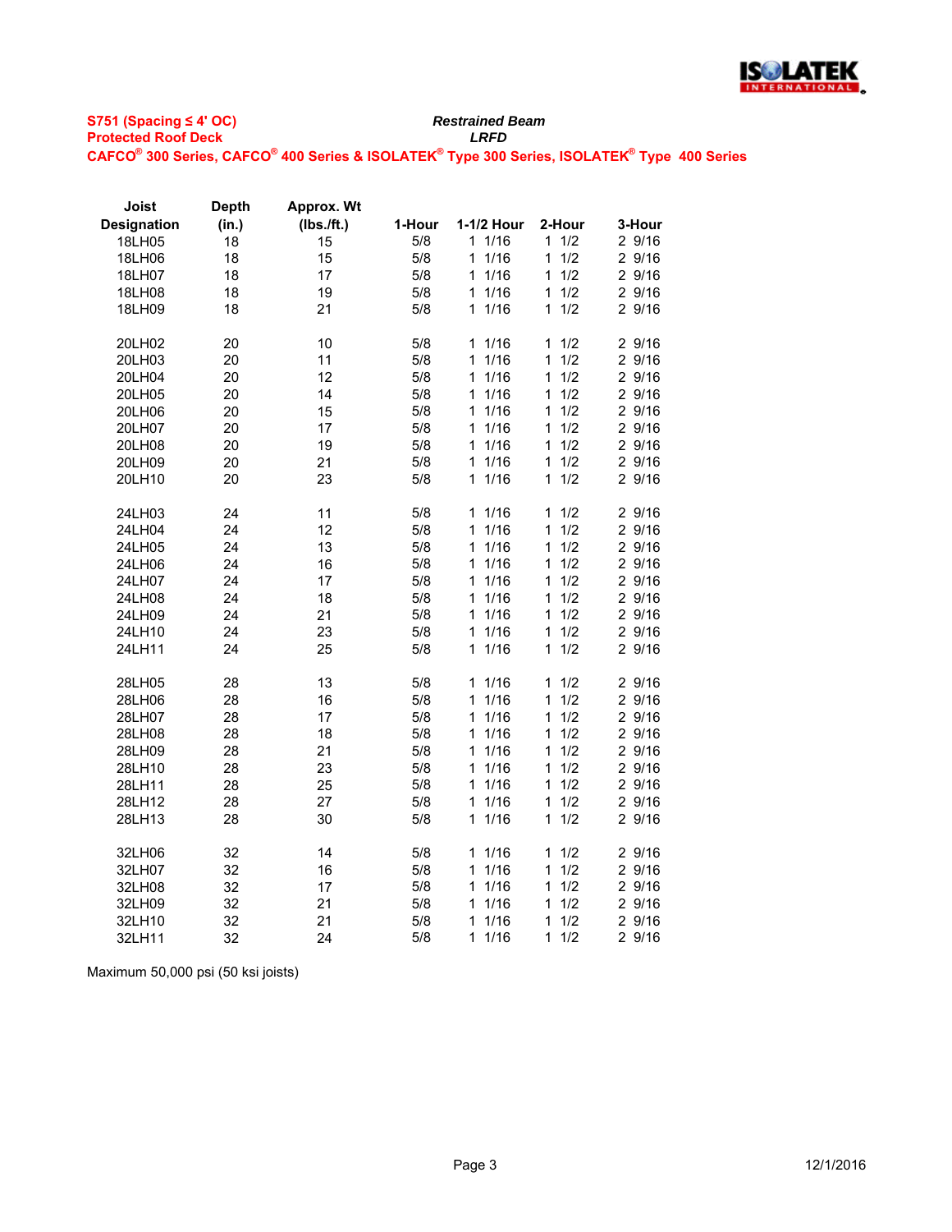**S751 (Spacing ≤ 4' OC)**
**Protected Roof Deck**

***Restrained Beam***
***LRFD***

**CAFCO® 300 Series, CAFCO® 400 Series & ISOLATEK® Type 300 Series, ISOLATEK® Type 400 Series**

| Joist Designation | Depth (in.) | Approx. Wt (lbs./ft.) | 1-Hour | 1-1/2 Hour | 2-Hour | 3-Hour |
|---|---|---|---|---|---|---|
| 18LH05 | 18 | 15 | 5/8 | 1 1/16 | 1 1/2 | 2 9/16 |
| 18LH06 | 18 | 15 | 5/8 | 1 1/16 | 1 1/2 | 2 9/16 |
| 18LH07 | 18 | 17 | 5/8 | 1 1/16 | 1 1/2 | 2 9/16 |
| 18LH08 | 18 | 19 | 5/8 | 1 1/16 | 1 1/2 | 2 9/16 |
| 18LH09 | 18 | 21 | 5/8 | 1 1/16 | 1 1/2 | 2 9/16 |
| | | | | | | |
| 20LH02 | 20 | 10 | 5/8 | 1 1/16 | 1 1/2 | 2 9/16 |
| 20LH03 | 20 | 11 | 5/8 | 1 1/16 | 1 1/2 | 2 9/16 |
| 20LH04 | 20 | 12 | 5/8 | 1 1/16 | 1 1/2 | 2 9/16 |
| 20LH05 | 20 | 14 | 5/8 | 1 1/16 | 1 1/2 | 2 9/16 |
| 20LH06 | 20 | 15 | 5/8 | 1 1/16 | 1 1/2 | 2 9/16 |
| 20LH07 | 20 | 17 | 5/8 | 1 1/16 | 1 1/2 | 2 9/16 |
| 20LH08 | 20 | 19 | 5/8 | 1 1/16 | 1 1/2 | 2 9/16 |
| 20LH09 | 20 | 21 | 5/8 | 1 1/16 | 1 1/2 | 2 9/16 |
| 20LH10 | 20 | 23 | 5/8 | 1 1/16 | 1 1/2 | 2 9/16 |
| | | | | | | |
| 24LH03 | 24 | 11 | 5/8 | 1 1/16 | 1 1/2 | 2 9/16 |
| 24LH04 | 24 | 12 | 5/8 | 1 1/16 | 1 1/2 | 2 9/16 |
| 24LH05 | 24 | 13 | 5/8 | 1 1/16 | 1 1/2 | 2 9/16 |
| 24LH06 | 24 | 16 | 5/8 | 1 1/16 | 1 1/2 | 2 9/16 |
| 24LH07 | 24 | 17 | 5/8 | 1 1/16 | 1 1/2 | 2 9/16 |
| 24LH08 | 24 | 18 | 5/8 | 1 1/16 | 1 1/2 | 2 9/16 |
| 24LH09 | 24 | 21 | 5/8 | 1 1/16 | 1 1/2 | 2 9/16 |
| 24LH10 | 24 | 23 | 5/8 | 1 1/16 | 1 1/2 | 2 9/16 |
| 24LH11 | 24 | 25 | 5/8 | 1 1/16 | 1 1/2 | 2 9/16 |
| | | | | | | |
| 28LH05 | 28 | 13 | 5/8 | 1 1/16 | 1 1/2 | 2 9/16 |
| 28LH06 | 28 | 16 | 5/8 | 1 1/16 | 1 1/2 | 2 9/16 |
| 28LH07 | 28 | 17 | 5/8 | 1 1/16 | 1 1/2 | 2 9/16 |
| 28LH08 | 28 | 18 | 5/8 | 1 1/16 | 1 1/2 | 2 9/16 |
| 28LH09 | 28 | 21 | 5/8 | 1 1/16 | 1 1/2 | 2 9/16 |
| 28LH10 | 28 | 23 | 5/8 | 1 1/16 | 1 1/2 | 2 9/16 |
| 28LH11 | 28 | 25 | 5/8 | 1 1/16 | 1 1/2 | 2 9/16 |
| 28LH12 | 28 | 27 | 5/8 | 1 1/16 | 1 1/2 | 2 9/16 |
| 28LH13 | 28 | 30 | 5/8 | 1 1/16 | 1 1/2 | 2 9/16 |
| | | | | | | |
| 32LH06 | 32 | 14 | 5/8 | 1 1/16 | 1 1/2 | 2 9/16 |
| 32LH07 | 32 | 16 | 5/8 | 1 1/16 | 1 1/2 | 2 9/16 |
| 32LH08 | 32 | 17 | 5/8 | 1 1/16 | 1 1/2 | 2 9/16 |
| 32LH09 | 32 | 21 | 5/8 | 1 1/16 | 1 1/2 | 2 9/16 |
| 32LH10 | 32 | 21 | 5/8 | 1 1/16 | 1 1/2 | 2 9/16 |
| 32LH11 | 32 | 24 | 5/8 | 1 1/16 | 1 1/2 | 2 9/16 |

Maximum 50,000 psi (50 ksi joists)

12/1/2016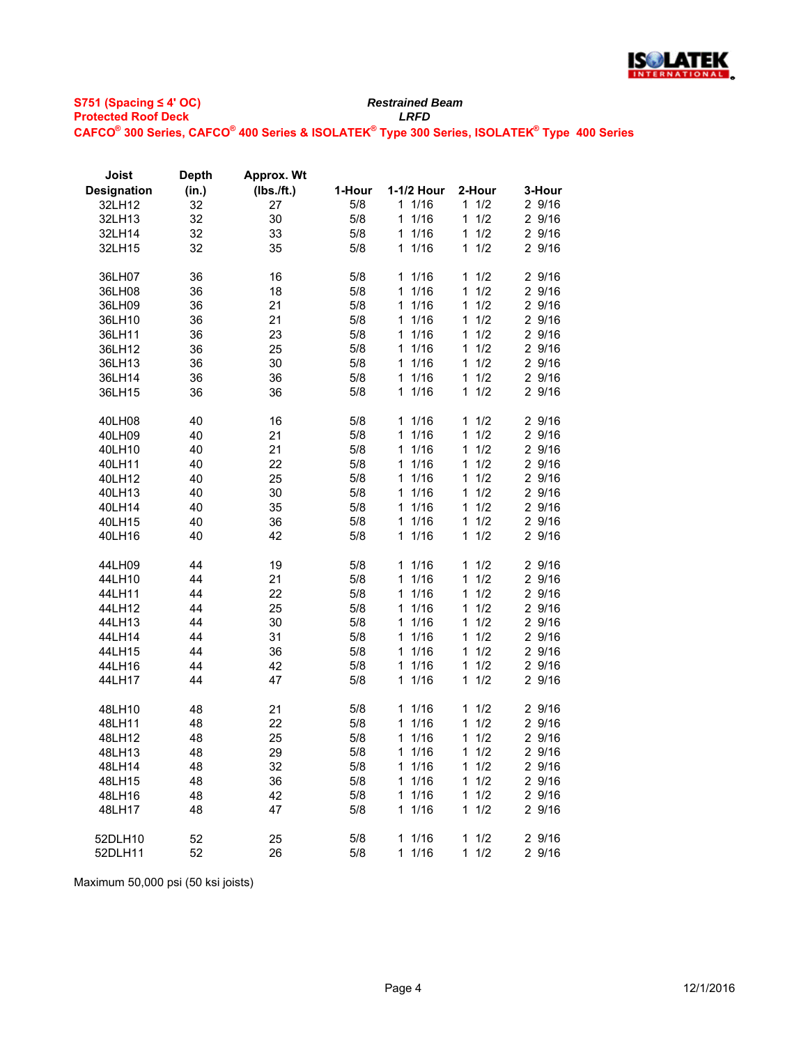**S751 (Spacing ≤ 4' OC)** — ***Restrained Beam***

**Protected Roof Deck** — ***LRFD***

**CAFCO® 300 Series, CAFCO® 400 Series & ISOLATEK® Type 300 Series, ISOLATEK® Type 400 Series**

| Joist Designation | Depth (in.) | Approx. Wt (lbs./ft.) | 1-Hour | 1-1/2 Hour | 2-Hour | 3-Hour |
|---|---|---|---|---|---|---|
| 32LH12 | 32 | 27 | 5/8 | 1 1/16 | 1 1/2 | 2 9/16 |
| 32LH13 | 32 | 30 | 5/8 | 1 1/16 | 1 1/2 | 2 9/16 |
| 32LH14 | 32 | 33 | 5/8 | 1 1/16 | 1 1/2 | 2 9/16 |
| 32LH15 | 32 | 35 | 5/8 | 1 1/16 | 1 1/2 | 2 9/16 |
| | | | | | | |
| 36LH07 | 36 | 16 | 5/8 | 1 1/16 | 1 1/2 | 2 9/16 |
| 36LH08 | 36 | 18 | 5/8 | 1 1/16 | 1 1/2 | 2 9/16 |
| 36LH09 | 36 | 21 | 5/8 | 1 1/16 | 1 1/2 | 2 9/16 |
| 36LH10 | 36 | 21 | 5/8 | 1 1/16 | 1 1/2 | 2 9/16 |
| 36LH11 | 36 | 23 | 5/8 | 1 1/16 | 1 1/2 | 2 9/16 |
| 36LH12 | 36 | 25 | 5/8 | 1 1/16 | 1 1/2 | 2 9/16 |
| 36LH13 | 36 | 30 | 5/8 | 1 1/16 | 1 1/2 | 2 9/16 |
| 36LH14 | 36 | 36 | 5/8 | 1 1/16 | 1 1/2 | 2 9/16 |
| 36LH15 | 36 | 36 | 5/8 | 1 1/16 | 1 1/2 | 2 9/16 |
| | | | | | | |
| 40LH08 | 40 | 16 | 5/8 | 1 1/16 | 1 1/2 | 2 9/16 |
| 40LH09 | 40 | 21 | 5/8 | 1 1/16 | 1 1/2 | 2 9/16 |
| 40LH10 | 40 | 21 | 5/8 | 1 1/16 | 1 1/2 | 2 9/16 |
| 40LH11 | 40 | 22 | 5/8 | 1 1/16 | 1 1/2 | 2 9/16 |
| 40LH12 | 40 | 25 | 5/8 | 1 1/16 | 1 1/2 | 2 9/16 |
| 40LH13 | 40 | 30 | 5/8 | 1 1/16 | 1 1/2 | 2 9/16 |
| 40LH14 | 40 | 35 | 5/8 | 1 1/16 | 1 1/2 | 2 9/16 |
| 40LH15 | 40 | 36 | 5/8 | 1 1/16 | 1 1/2 | 2 9/16 |
| 40LH16 | 40 | 42 | 5/8 | 1 1/16 | 1 1/2 | 2 9/16 |
| | | | | | | |
| 44LH09 | 44 | 19 | 5/8 | 1 1/16 | 1 1/2 | 2 9/16 |
| 44LH10 | 44 | 21 | 5/8 | 1 1/16 | 1 1/2 | 2 9/16 |
| 44LH11 | 44 | 22 | 5/8 | 1 1/16 | 1 1/2 | 2 9/16 |
| 44LH12 | 44 | 25 | 5/8 | 1 1/16 | 1 1/2 | 2 9/16 |
| 44LH13 | 44 | 30 | 5/8 | 1 1/16 | 1 1/2 | 2 9/16 |
| 44LH14 | 44 | 31 | 5/8 | 1 1/16 | 1 1/2 | 2 9/16 |
| 44LH15 | 44 | 36 | 5/8 | 1 1/16 | 1 1/2 | 2 9/16 |
| 44LH16 | 44 | 42 | 5/8 | 1 1/16 | 1 1/2 | 2 9/16 |
| 44LH17 | 44 | 47 | 5/8 | 1 1/16 | 1 1/2 | 2 9/16 |
| | | | | | | |
| 48LH10 | 48 | 21 | 5/8 | 1 1/16 | 1 1/2 | 2 9/16 |
| 48LH11 | 48 | 22 | 5/8 | 1 1/16 | 1 1/2 | 2 9/16 |
| 48LH12 | 48 | 25 | 5/8 | 1 1/16 | 1 1/2 | 2 9/16 |
| 48LH13 | 48 | 29 | 5/8 | 1 1/16 | 1 1/2 | 2 9/16 |
| 48LH14 | 48 | 32 | 5/8 | 1 1/16 | 1 1/2 | 2 9/16 |
| 48LH15 | 48 | 36 | 5/8 | 1 1/16 | 1 1/2 | 2 9/16 |
| 48LH16 | 48 | 42 | 5/8 | 1 1/16 | 1 1/2 | 2 9/16 |
| 48LH17 | 48 | 47 | 5/8 | 1 1/16 | 1 1/2 | 2 9/16 |
| | | | | | | |
| 52DLH10 | 52 | 25 | 5/8 | 1 1/16 | 1 1/2 | 2 9/16 |
| 52DLH11 | 52 | 26 | 5/8 | 1 1/16 | 1 1/2 | 2 9/16 |

Maximum 50,000 psi (50 ksi joists)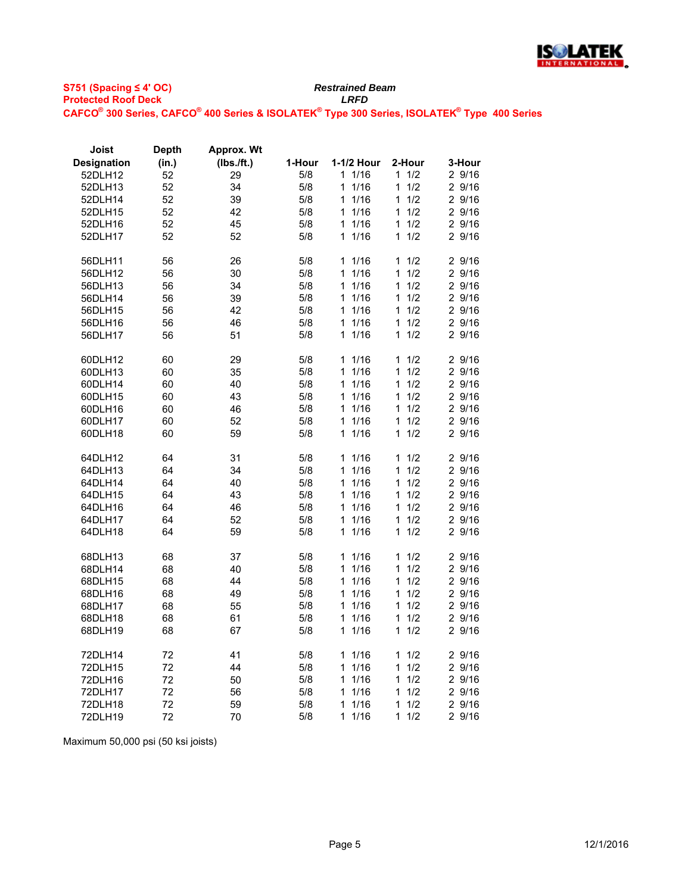**S751 (Spacing ≤ 4' OC)**
**Protected Roof Deck**

***Restrained Beam***
***LRFD***

**CAFCO® 300 Series, CAFCO® 400 Series & ISOLATEK® Type 300 Series, ISOLATEK® Type 400 Series**

| Joist Designation | Depth (in.) | Approx. Wt (lbs./ft.) | 1-Hour | 1-1/2 Hour | 2-Hour | 3-Hour |
|---|---|---|---|---|---|---|
| 52DLH12 | 52 | 29 | 5/8 | 1 1/16 | 1 1/2 | 2 9/16 |
| 52DLH13 | 52 | 34 | 5/8 | 1 1/16 | 1 1/2 | 2 9/16 |
| 52DLH14 | 52 | 39 | 5/8 | 1 1/16 | 1 1/2 | 2 9/16 |
| 52DLH15 | 52 | 42 | 5/8 | 1 1/16 | 1 1/2 | 2 9/16 |
| 52DLH16 | 52 | 45 | 5/8 | 1 1/16 | 1 1/2 | 2 9/16 |
| 52DLH17 | 52 | 52 | 5/8 | 1 1/16 | 1 1/2 | 2 9/16 |
| 56DLH11 | 56 | 26 | 5/8 | 1 1/16 | 1 1/2 | 2 9/16 |
| 56DLH12 | 56 | 30 | 5/8 | 1 1/16 | 1 1/2 | 2 9/16 |
| 56DLH13 | 56 | 34 | 5/8 | 1 1/16 | 1 1/2 | 2 9/16 |
| 56DLH14 | 56 | 39 | 5/8 | 1 1/16 | 1 1/2 | 2 9/16 |
| 56DLH15 | 56 | 42 | 5/8 | 1 1/16 | 1 1/2 | 2 9/16 |
| 56DLH16 | 56 | 46 | 5/8 | 1 1/16 | 1 1/2 | 2 9/16 |
| 56DLH17 | 56 | 51 | 5/8 | 1 1/16 | 1 1/2 | 2 9/16 |
| 60DLH12 | 60 | 29 | 5/8 | 1 1/16 | 1 1/2 | 2 9/16 |
| 60DLH13 | 60 | 35 | 5/8 | 1 1/16 | 1 1/2 | 2 9/16 |
| 60DLH14 | 60 | 40 | 5/8 | 1 1/16 | 1 1/2 | 2 9/16 |
| 60DLH15 | 60 | 43 | 5/8 | 1 1/16 | 1 1/2 | 2 9/16 |
| 60DLH16 | 60 | 46 | 5/8 | 1 1/16 | 1 1/2 | 2 9/16 |
| 60DLH17 | 60 | 52 | 5/8 | 1 1/16 | 1 1/2 | 2 9/16 |
| 60DLH18 | 60 | 59 | 5/8 | 1 1/16 | 1 1/2 | 2 9/16 |
| 64DLH12 | 64 | 31 | 5/8 | 1 1/16 | 1 1/2 | 2 9/16 |
| 64DLH13 | 64 | 34 | 5/8 | 1 1/16 | 1 1/2 | 2 9/16 |
| 64DLH14 | 64 | 40 | 5/8 | 1 1/16 | 1 1/2 | 2 9/16 |
| 64DLH15 | 64 | 43 | 5/8 | 1 1/16 | 1 1/2 | 2 9/16 |
| 64DLH16 | 64 | 46 | 5/8 | 1 1/16 | 1 1/2 | 2 9/16 |
| 64DLH17 | 64 | 52 | 5/8 | 1 1/16 | 1 1/2 | 2 9/16 |
| 64DLH18 | 64 | 59 | 5/8 | 1 1/16 | 1 1/2 | 2 9/16 |
| 68DLH13 | 68 | 37 | 5/8 | 1 1/16 | 1 1/2 | 2 9/16 |
| 68DLH14 | 68 | 40 | 5/8 | 1 1/16 | 1 1/2 | 2 9/16 |
| 68DLH15 | 68 | 44 | 5/8 | 1 1/16 | 1 1/2 | 2 9/16 |
| 68DLH16 | 68 | 49 | 5/8 | 1 1/16 | 1 1/2 | 2 9/16 |
| 68DLH17 | 68 | 55 | 5/8 | 1 1/16 | 1 1/2 | 2 9/16 |
| 68DLH18 | 68 | 61 | 5/8 | 1 1/16 | 1 1/2 | 2 9/16 |
| 68DLH19 | 68 | 67 | 5/8 | 1 1/16 | 1 1/2 | 2 9/16 |
| 72DLH14 | 72 | 41 | 5/8 | 1 1/16 | 1 1/2 | 2 9/16 |
| 72DLH15 | 72 | 44 | 5/8 | 1 1/16 | 1 1/2 | 2 9/16 |
| 72DLH16 | 72 | 50 | 5/8 | 1 1/16 | 1 1/2 | 2 9/16 |
| 72DLH17 | 72 | 56 | 5/8 | 1 1/16 | 1 1/2 | 2 9/16 |
| 72DLH18 | 72 | 59 | 5/8 | 1 1/16 | 1 1/2 | 2 9/16 |
| 72DLH19 | 72 | 70 | 5/8 | 1 1/16 | 1 1/2 | 2 9/16 |

Maximum 50,000 psi (50 ksi joists)

12/1/2016